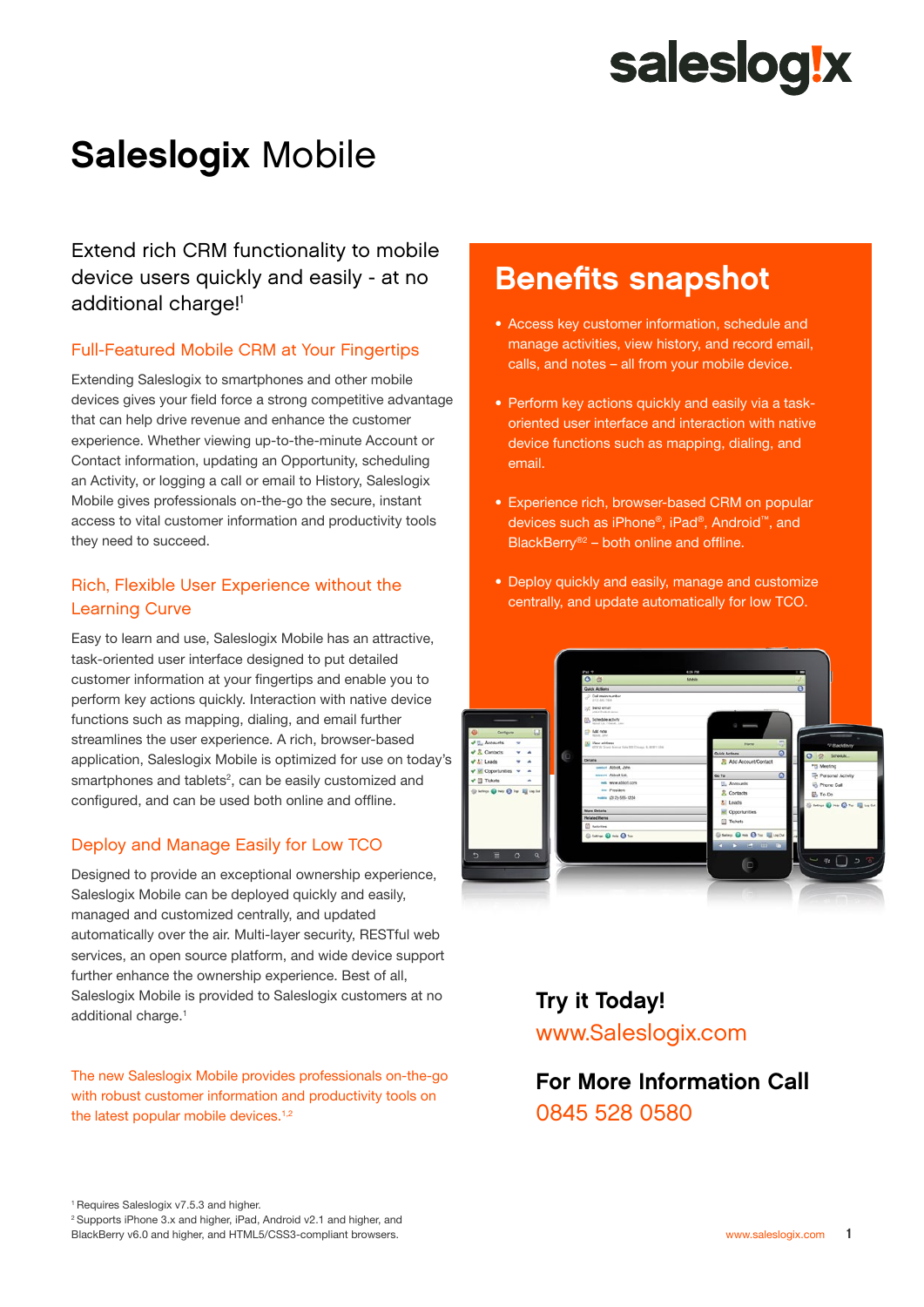saleslogix

# **Saleslogix** Mobile

Extend rich CRM functionality to mobile device users quickly and easily - at no additional charge![1]

## Full-Featured Mobile CRM at Your Fingertips

Extending Saleslogix to smartphones and other mobile devices gives your field force a strong competitive advantage that can help drive revenue and enhance the customer experience. Whether viewing up-to-the-minute Account or Contact information, updating an Opportunity, scheduling an Activity, or logging a call or email to History, Saleslogix Mobile gives professionals on-the-go the secure, instant access to vital customer information and productivity tools they need to succeed.

## Rich, Flexible User Experience without the Learning Curve

Easy to learn and use, Saleslogix Mobile has an attractive, task-oriented user interface designed to put detailed customer information at your fingertips and enable you to perform key actions quickly. Interaction with native device functions such as mapping, dialing, and email further streamlines the user experience. A rich, browser-based application, Saleslogix Mobile is optimized for use on today's smartphones and tablets[2], can be easily customized and configured, and can be used both online and offline.

## Deploy and Manage Easily for Low TCO

Designed to provide an exceptional ownership experience, Saleslogix Mobile can be deployed quickly and easily, managed and customized centrally, and updated automatically over the air. Multi-layer security, RESTful web services, an open source platform, and wide device support further enhance the ownership experience. Best of all, Saleslogix Mobile is provided to Saleslogix customers at no additional charge.[1]

The new Saleslogix Mobile provides professionals on-the-go with robust customer information and productivity tools on the latest popular mobile devices.[1,2]

## Benefits snapshot

- Access key customer information, schedule and manage activities, view history, and record email, calls, and notes – all from your mobile device.
- Perform key actions quickly and easily via a task-oriented user interface and interaction with native device functions such as mapping, dialing, and email.
- Experience rich, browser-based CRM on popular devices such as iPhone®, iPad®, Android™, and BlackBerry®[2] – both online and offline.
- Deploy quickly and easily, manage and customize centrally, and update automatically for low TCO.

**Try it Today!**
www.Saleslogix.com

**For More Information Call**
0845 528 0580

[1] Requires Saleslogix v7.5.3 and higher.
[2] Supports iPhone 3.x and higher, iPad, Android v2.1 and higher, and BlackBerry v6.0 and higher, and HTML5/CSS3-compliant browsers.

www.saleslogix.com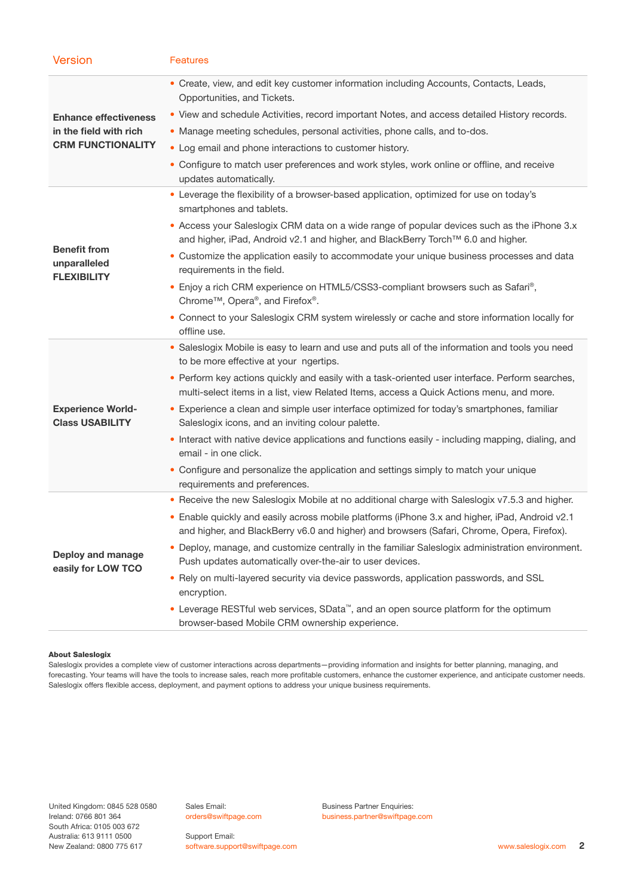| Version | Features |
|---|---|
| **Enhance effectiveness in the field with rich CRM FUNCTIONALITY** | • Create, view, and edit key customer information including Accounts, Contacts, Leads, Opportunities, and Tickets.<br>• View and schedule Activities, record important Notes, and access detailed History records.<br>• Manage meeting schedules, personal activities, phone calls, and to-dos.<br>• Log email and phone interactions to customer history.<br>• Configure to match user preferences and work styles, work online or offline, and receive updates automatically. |
| **Benefit from unparalleled FLEXIBILITY** | • Leverage the flexibility of a browser-based application, optimized for use on today's smartphones and tablets.<br>• Access your Saleslogix CRM data on a wide range of popular devices such as the iPhone 3.x and higher, iPad, Android v2.1 and higher, and BlackBerry Torch™ 6.0 and higher.<br>• Customize the application easily to accommodate your unique business processes and data requirements in the field.<br>• Enjoy a rich CRM experience on HTML5/CSS3-compliant browsers such as Safari®, Chrome™, Opera®, and Firefox®.<br>• Connect to your Saleslogix CRM system wirelessly or cache and store information locally for offline use. |
| **Experience World-Class USABILITY** | • Saleslogix Mobile is easy to learn and use and puts all of the information and tools you need to be more effective at your ngertips.<br>• Perform key actions quickly and easily with a task-oriented user interface. Perform searches, multi-select items in a list, view Related Items, access a Quick Actions menu, and more.<br>• Experience a clean and simple user interface optimized for today's smartphones, familiar Saleslogix icons, and an inviting colour palette.<br>• Interact with native device applications and functions easily - including mapping, dialing, and email - in one click.<br>• Configure and personalize the application and settings simply to match your unique requirements and preferences. |
| **Deploy and manage easily for LOW TCO** | • Receive the new Saleslogix Mobile at no additional charge with Saleslogix v7.5.3 and higher.<br>• Enable quickly and easily across mobile platforms (iPhone 3.x and higher, iPad, Android v2.1 and higher, and BlackBerry v6.0 and higher) and browsers (Safari, Chrome, Opera, Firefox).<br>• Deploy, manage, and customize centrally in the familiar Saleslogix administration environment. Push updates automatically over-the-air to user devices.<br>• Rely on multi-layered security via device passwords, application passwords, and SSL encryption.<br>• Leverage RESTful web services, SData™, and an open source platform for the optimum browser-based Mobile CRM ownership experience. |

**About Saleslogix**

Saleslogix provides a complete view of customer interactions across departments—providing information and insights for better planning, managing, and forecasting. Your teams will have the tools to increase sales, reach more profitable customers, enhance the customer experience, and anticipate customer needs. Saleslogix offers flexible access, deployment, and payment options to address your unique business requirements.

United Kingdom: 0845 528 0580
Ireland: 0766 801 364
South Africa: 0105 003 672
Australia: 613 9111 0500
New Zealand: 0800 775 617

Sales Email:
orders@swiftpage.com

Support Email:
software.support@swiftpage.com

Business Partner Enquiries:
business.partner@swiftpage.com

www.saleslogix.com